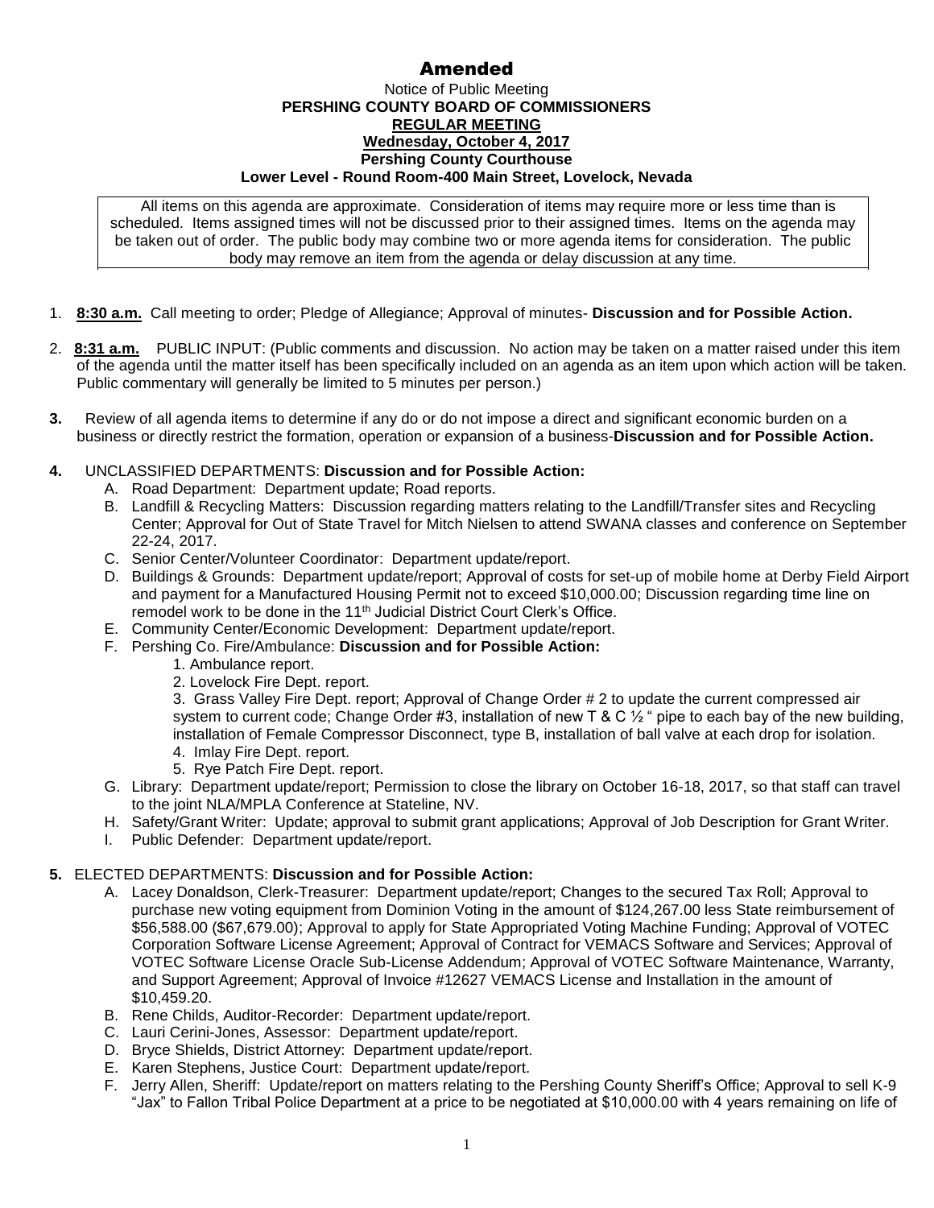# Amended

Notice of Public Meeting
**PERSHING COUNTY BOARD OF COMMISSIONERS**
**REGULAR MEETING**
**Wednesday, October 4, 2017**
**Pershing County Courthouse**
**Lower Level - Round Room-400 Main Street, Lovelock, Nevada**

All items on this agenda are approximate. Consideration of items may require more or less time than is scheduled. Items assigned times will not be discussed prior to their assigned times. Items on the agenda may be taken out of order. The public body may combine two or more agenda items for consideration. The public body may remove an item from the agenda or delay discussion at any time.

1. **8:30 a.m.** Call meeting to order; Pledge of Allegiance; Approval of minutes- **Discussion and for Possible Action.**

2. **8:31 a.m.** PUBLIC INPUT: (Public comments and discussion. No action may be taken on a matter raised under this item of the agenda until the matter itself has been specifically included on an agenda as an item upon which action will be taken. Public commentary will generally be limited to 5 minutes per person.)

3. Review of all agenda items to determine if any do or do not impose a direct and significant economic burden on a business or directly restrict the formation, operation or expansion of a business-**Discussion and for Possible Action.**

4. UNCLASSIFIED DEPARTMENTS: **Discussion and for Possible Action:**
   A. Road Department: Department update; Road reports.
   B. Landfill & Recycling Matters: Discussion regarding matters relating to the Landfill/Transfer sites and Recycling Center; Approval for Out of State Travel for Mitch Nielsen to attend SWANA classes and conference on September 22-24, 2017.
   C. Senior Center/Volunteer Coordinator: Department update/report.
   D. Buildings & Grounds: Department update/report; Approval of costs for set-up of mobile home at Derby Field Airport and payment for a Manufactured Housing Permit not to exceed $10,000.00; Discussion regarding time line on remodel work to be done in the 11th Judicial District Court Clerk's Office.
   E. Community Center/Economic Development: Department update/report.
   F. Pershing Co. Fire/Ambulance: **Discussion and for Possible Action:**
      1. Ambulance report.
      2. Lovelock Fire Dept. report.
      3. Grass Valley Fire Dept. report; Approval of Change Order # 2 to update the current compressed air system to current code; Change Order #3, installation of new T & C ½ " pipe to each bay of the new building, installation of Female Compressor Disconnect, type B, installation of ball valve at each drop for isolation.
      4. Imlay Fire Dept. report.
      5. Rye Patch Fire Dept. report.
   G. Library: Department update/report; Permission to close the library on October 16-18, 2017, so that staff can travel to the joint NLA/MPLA Conference at Stateline, NV.
   H. Safety/Grant Writer: Update; approval to submit grant applications; Approval of Job Description for Grant Writer.
   I. Public Defender: Department update/report.

5. ELECTED DEPARTMENTS: **Discussion and for Possible Action:**
   A. Lacey Donaldson, Clerk-Treasurer: Department update/report; Changes to the secured Tax Roll; Approval to purchase new voting equipment from Dominion Voting in the amount of $124,267.00 less State reimbursement of $56,588.00 ($67,679.00); Approval to apply for State Appropriated Voting Machine Funding; Approval of VOTEC Corporation Software License Agreement; Approval of Contract for VEMACS Software and Services; Approval of VOTEC Software License Oracle Sub-License Addendum; Approval of VOTEC Software Maintenance, Warranty, and Support Agreement; Approval of Invoice #12627 VEMACS License and Installation in the amount of $10,459.20.
   B. Rene Childs, Auditor-Recorder: Department update/report.
   C. Lauri Cerini-Jones, Assessor: Department update/report.
   D. Bryce Shields, District Attorney: Department update/report.
   E. Karen Stephens, Justice Court: Department update/report.
   F. Jerry Allen, Sheriff: Update/report on matters relating to the Pershing County Sheriff's Office; Approval to sell K-9 "Jax" to Fallon Tribal Police Department at a price to be negotiated at $10,000.00 with 4 years remaining on life of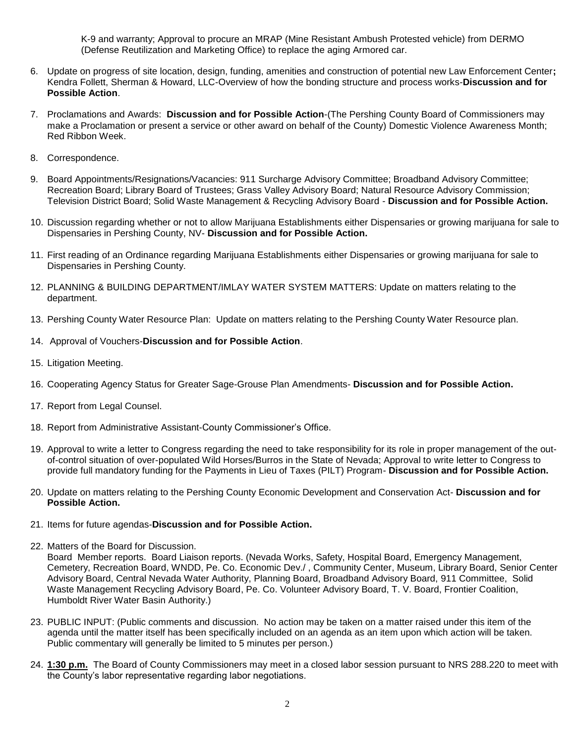K-9 and warranty; Approval to procure an MRAP (Mine Resistant Ambush Protested vehicle) from DERMO (Defense Reutilization and Marketing Office) to replace the aging Armored car.

6. Update on progress of site location, design, funding, amenities and construction of potential new Law Enforcement Center**;** Kendra Follett, Sherman & Howard, LLC-Overview of how the bonding structure and process works-**Discussion and for Possible Action**.

7. Proclamations and Awards: **Discussion and for Possible Action**-(The Pershing County Board of Commissioners may make a Proclamation or present a service or other award on behalf of the County) Domestic Violence Awareness Month; Red Ribbon Week.

8. Correspondence.

9. Board Appointments/Resignations/Vacancies: 911 Surcharge Advisory Committee; Broadband Advisory Committee; Recreation Board; Library Board of Trustees; Grass Valley Advisory Board; Natural Resource Advisory Commission; Television District Board; Solid Waste Management & Recycling Advisory Board - **Discussion and for Possible Action.**

10. Discussion regarding whether or not to allow Marijuana Establishments either Dispensaries or growing marijuana for sale to Dispensaries in Pershing County, NV- **Discussion and for Possible Action.**

11. First reading of an Ordinance regarding Marijuana Establishments either Dispensaries or growing marijuana for sale to Dispensaries in Pershing County.

12. PLANNING & BUILDING DEPARTMENT/IMLAY WATER SYSTEM MATTERS: Update on matters relating to the department.

13. Pershing County Water Resource Plan: Update on matters relating to the Pershing County Water Resource plan.

14. Approval of Vouchers-**Discussion and for Possible Action**.

15. Litigation Meeting.

16. Cooperating Agency Status for Greater Sage-Grouse Plan Amendments- **Discussion and for Possible Action.**

17. Report from Legal Counsel.

18. Report from Administrative Assistant-County Commissioner's Office.

19. Approval to write a letter to Congress regarding the need to take responsibility for its role in proper management of the out-of-control situation of over-populated Wild Horses/Burros in the State of Nevada; Approval to write letter to Congress to provide full mandatory funding for the Payments in Lieu of Taxes (PILT) Program- **Discussion and for Possible Action.**

20. Update on matters relating to the Pershing County Economic Development and Conservation Act- **Discussion and for Possible Action.**

21. Items for future agendas-**Discussion and for Possible Action.**

22. Matters of the Board for Discussion.
    Board Member reports. Board Liaison reports. (Nevada Works, Safety, Hospital Board, Emergency Management, Cemetery, Recreation Board, WNDD, Pe. Co. Economic Dev./ , Community Center, Museum, Library Board, Senior Center Advisory Board, Central Nevada Water Authority, Planning Board, Broadband Advisory Board, 911 Committee, Solid Waste Management Recycling Advisory Board, Pe. Co. Volunteer Advisory Board, T. V. Board, Frontier Coalition, Humboldt River Water Basin Authority.)

23. PUBLIC INPUT: (Public comments and discussion. No action may be taken on a matter raised under this item of the agenda until the matter itself has been specifically included on an agenda as an item upon which action will be taken. Public commentary will generally be limited to 5 minutes per person.)

24. **1:30 p.m.** The Board of County Commissioners may meet in a closed labor session pursuant to NRS 288.220 to meet with the County's labor representative regarding labor negotiations.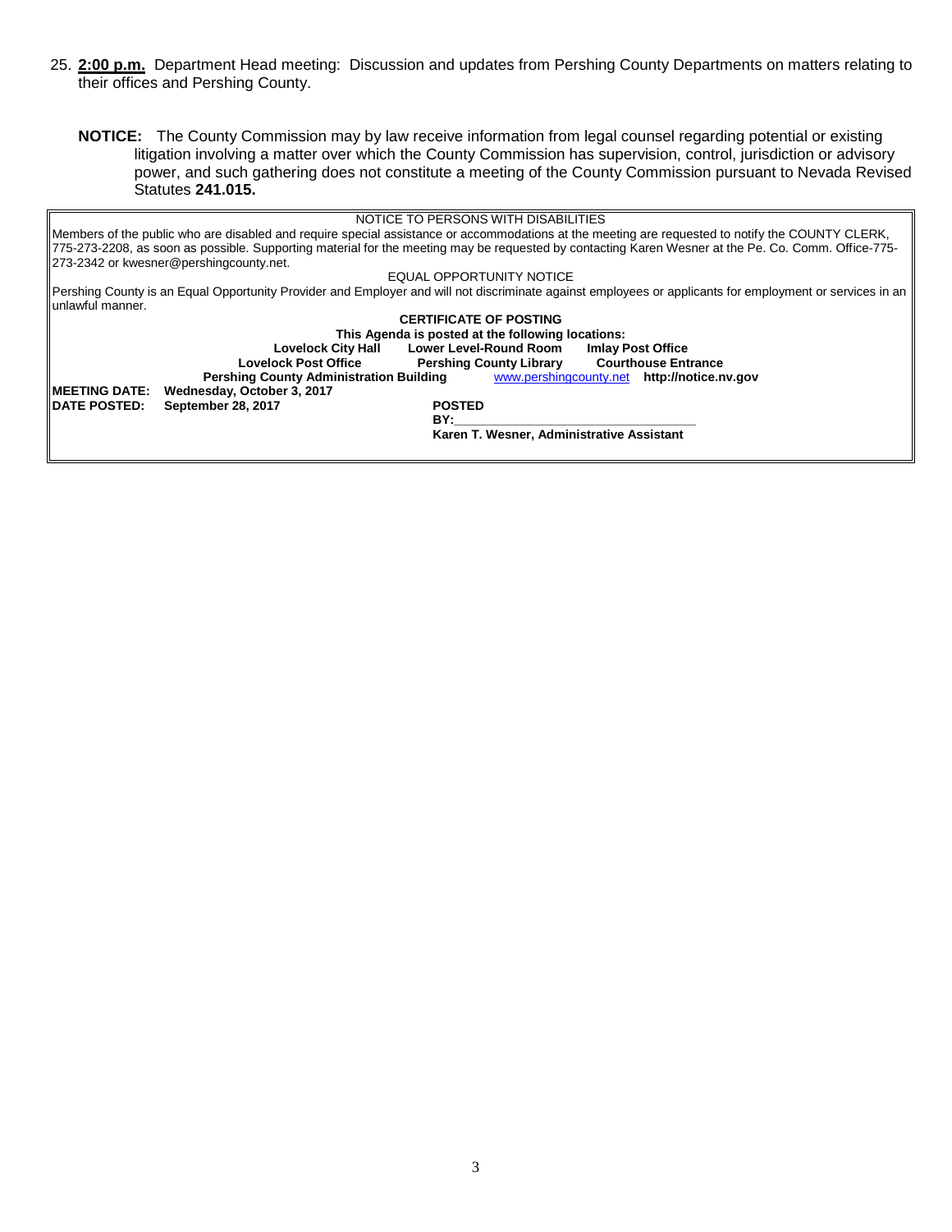25. **2:00 p.m.** Department Head meeting: Discussion and updates from Pershing County Departments on matters relating to their offices and Pershing County.

**NOTICE:** The County Commission may by law receive information from legal counsel regarding potential or existing litigation involving a matter over which the County Commission has supervision, control, jurisdiction or advisory power, and such gathering does not constitute a meeting of the County Commission pursuant to Nevada Revised Statutes **241.015.**

NOTICE TO PERSONS WITH DISABILITIES

Members of the public who are disabled and require special assistance or accommodations at the meeting are requested to notify the COUNTY CLERK, 775-273-2208, as soon as possible. Supporting material for the meeting may be requested by contacting Karen Wesner at the Pe. Co. Comm. Office-775-273-2342 or kwesner@pershingcounty.net.

EQUAL OPPORTUNITY NOTICE

Pershing County is an Equal Opportunity Provider and Employer and will not discriminate against employees or applicants for employment or services in an unlawful manner.

**CERTIFICATE OF POSTING**

**This Agenda is posted at the following locations:**

**Lovelock City Hall Lower Level-Round Room Imlay Post Office**
**Lovelock Post Office Pershing County Library Courthouse Entrance**
**Pershing County Administration Building** www.pershingcounty.net **http://notice.nv.gov**

**MEETING DATE: Wednesday, October 3, 2017**
**DATE POSTED: September 28, 2017**

**POSTED BY:**\_\_\_\_\_\_\_\_\_\_\_\_\_\_\_\_\_\_\_\_\_\_\_\_\_\_\_\_\_\_\_\_
**Karen T. Wesner, Administrative Assistant**